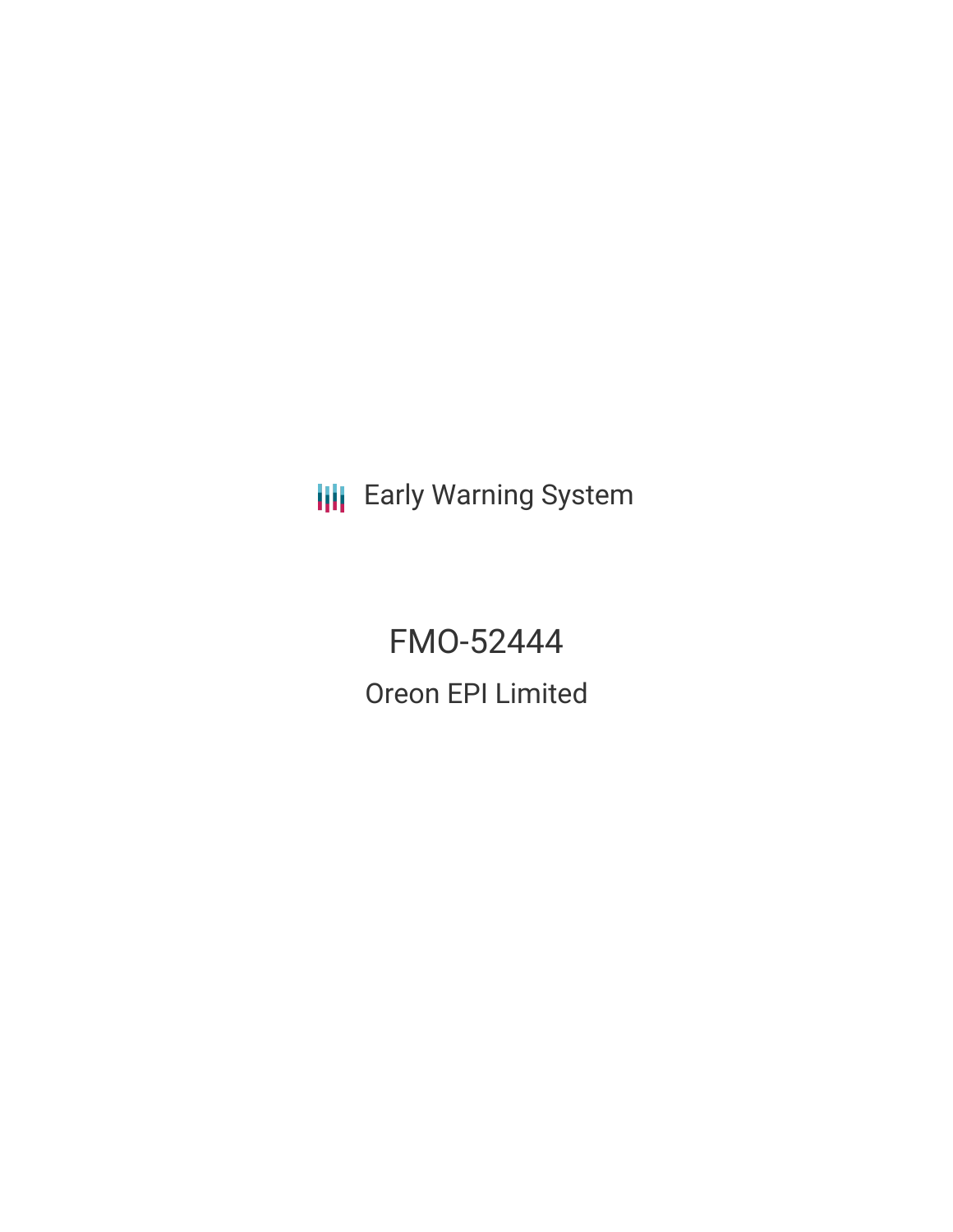Early Warning System

# FMO-52444

## Oreon EPI Limited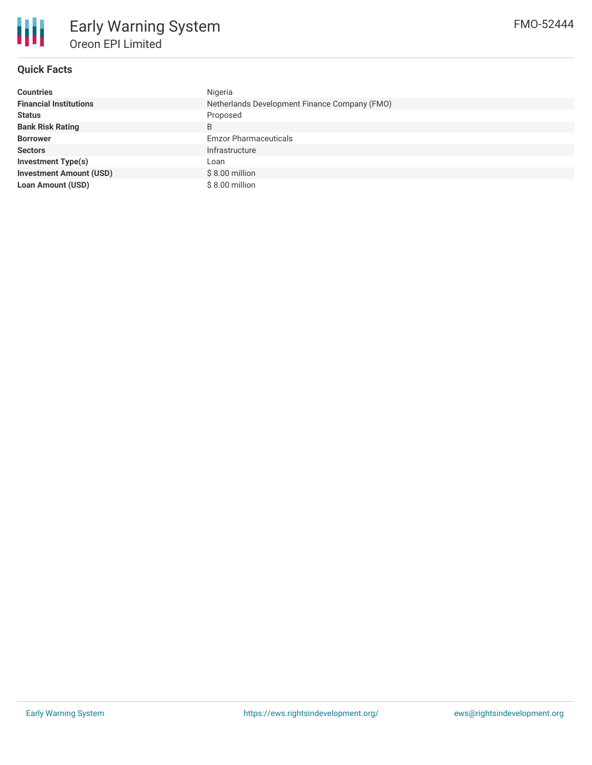# Early Warning System

## Oreon EPI Limited

FMO-52444

### Quick Facts

| | |
|---|---|
| **Countries** | Nigeria |
| **Financial Institutions** | Netherlands Development Finance Company (FMO) |
| **Status** | Proposed |
| **Bank Risk Rating** | B |
| **Borrower** | Emzor Pharmaceuticals |
| **Sectors** | Infrastructure |
| **Investment Type(s)** | Loan |
| **Investment Amount (USD)** | $ 8.00 million |
| **Loan Amount (USD)** | $ 8.00 million |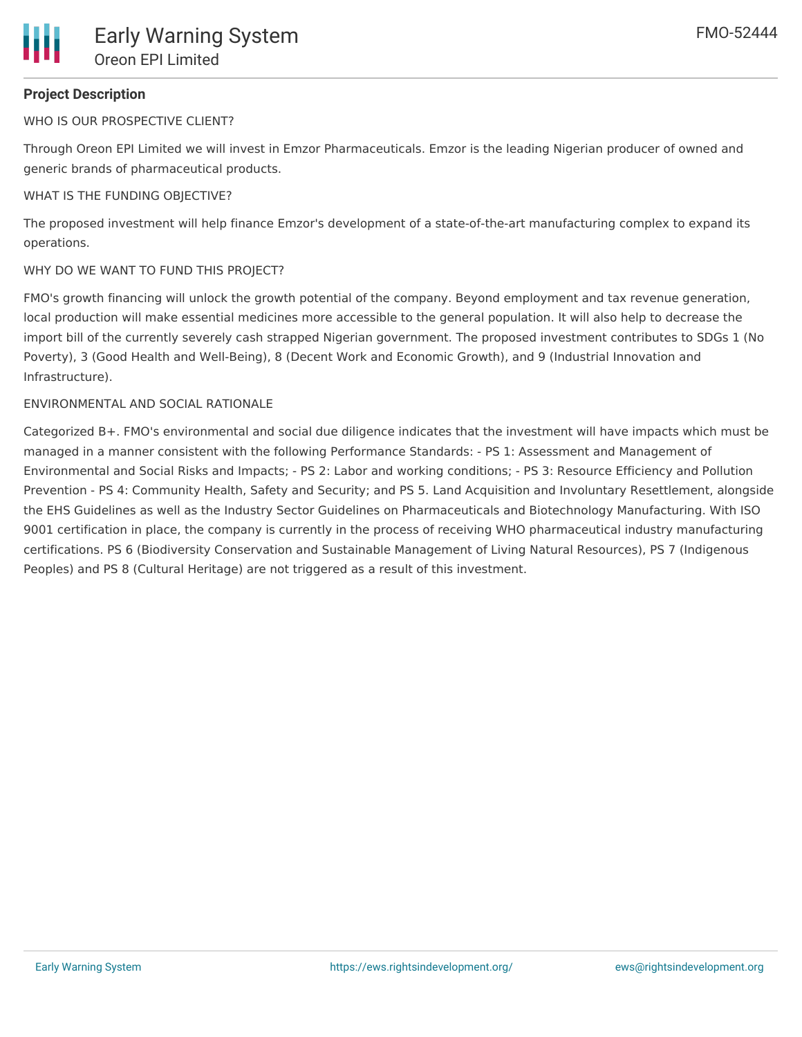## Project Description

WHO IS OUR PROSPECTIVE CLIENT?

Through Oreon EPI Limited we will invest in Emzor Pharmaceuticals. Emzor is the leading Nigerian producer of owned and generic brands of pharmaceutical products.

WHAT IS THE FUNDING OBJECTIVE?

The proposed investment will help finance Emzor's development of a state-of-the-art manufacturing complex to expand its operations.

WHY DO WE WANT TO FUND THIS PROJECT?

FMO's growth financing will unlock the growth potential of the company. Beyond employment and tax revenue generation, local production will make essential medicines more accessible to the general population. It will also help to decrease the import bill of the currently severely cash strapped Nigerian government. The proposed investment contributes to SDGs 1 (No Poverty), 3 (Good Health and Well-Being), 8 (Decent Work and Economic Growth), and 9 (Industrial Innovation and Infrastructure).

ENVIRONMENTAL AND SOCIAL RATIONALE

Categorized B+. FMO's environmental and social due diligence indicates that the investment will have impacts which must be managed in a manner consistent with the following Performance Standards: - PS 1: Assessment and Management of Environmental and Social Risks and Impacts; - PS 2: Labor and working conditions; - PS 3: Resource Efficiency and Pollution Prevention - PS 4: Community Health, Safety and Security; and PS 5. Land Acquisition and Involuntary Resettlement, alongside the EHS Guidelines as well as the Industry Sector Guidelines on Pharmaceuticals and Biotechnology Manufacturing. With ISO 9001 certification in place, the company is currently in the process of receiving WHO pharmaceutical industry manufacturing certifications. PS 6 (Biodiversity Conservation and Sustainable Management of Living Natural Resources), PS 7 (Indigenous Peoples) and PS 8 (Cultural Heritage) are not triggered as a result of this investment.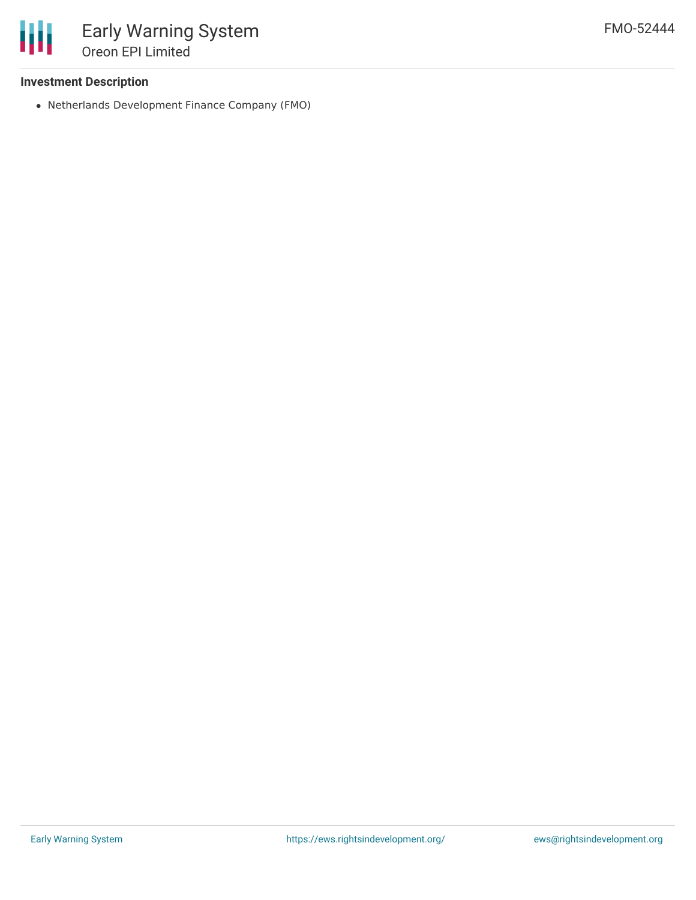### Investment Description

- Netherlands Development Finance Company (FMO)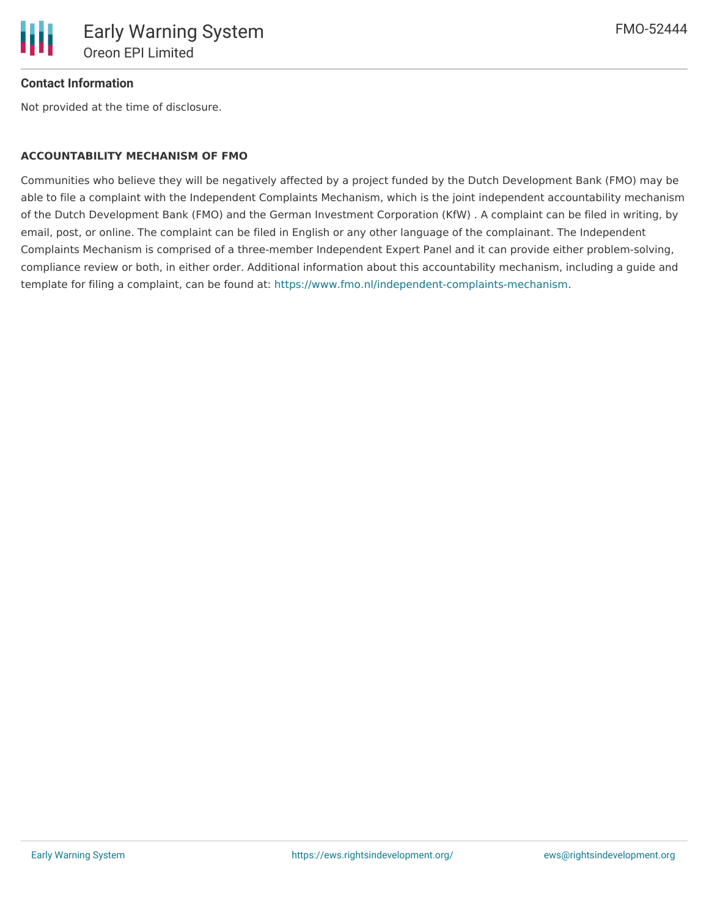### Contact Information

Not provided at the time of disclosure.

#### ACCOUNTABILITY MECHANISM OF FMO

Communities who believe they will be negatively affected by a project funded by the Dutch Development Bank (FMO) may be able to file a complaint with the Independent Complaints Mechanism, which is the joint independent accountability mechanism of the Dutch Development Bank (FMO) and the German Investment Corporation (KfW) . A complaint can be filed in writing, by email, post, or online. The complaint can be filed in English or any other language of the complainant. The Independent Complaints Mechanism is comprised of a three-member Independent Expert Panel and it can provide either problem-solving, compliance review or both, in either order. Additional information about this accountability mechanism, including a guide and template for filing a complaint, can be found at: https://www.fmo.nl/independent-complaints-mechanism.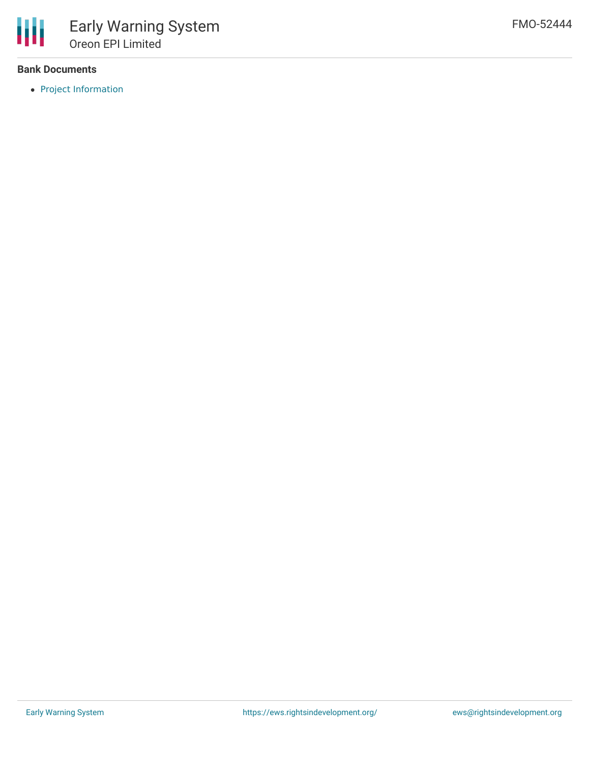**Bank Documents**

- Project Information